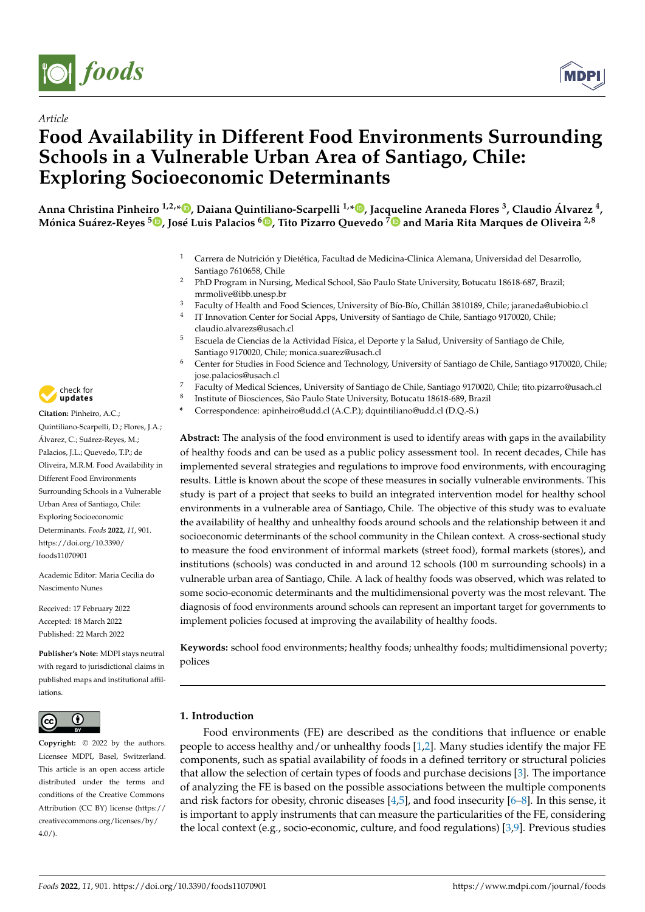*Article*

# Food Availability in Different Food Environments Surrounding Schools in a Vulnerable Urban Area of Santiago, Chile: Exploring Socioeconomic Determinants

**Anna Christina Pinheiro [1,2,*], Daiana Quintiliano-Scarpelli [1,*], Jacqueline Araneda Flores [3], Claudio Álvarez [4], Mónica Suárez-Reyes [5], José Luis Palacios [6], Tito Pizarro Quevedo [7] and Maria Rita Marques de Oliveira [2,8]**

[1] Carrera de Nutrición y Dietética, Facultad de Medicina-Clinica Alemana, Universidad del Desarrollo, Santiago 7610658, Chile
[2] PhD Program in Nursing, Medical School, São Paulo State University, Botucatu 18618-687, Brazil; mrmolive@ibb.unesp.br
[3] Faculty of Health and Food Sciences, University of Bío-Bío, Chillán 3810189, Chile; jaraneda@ubiobio.cl
[4] IT Innovation Center for Social Apps, University of Santiago de Chile, Santiago 9170020, Chile; claudio.alvarezs@usach.cl
[5] Escuela de Ciencias de la Actividad Física, el Deporte y la Salud, University of Santiago de Chile, Santiago 9170020, Chile; monica.suarez@usach.cl
[6] Center for Studies in Food Science and Technology, University of Santiago de Chile, Santiago 9170020, Chile; jose.palacios@usach.cl
[7] Faculty of Medical Sciences, University of Santiago de Chile, Santiago 9170020, Chile; tito.pizarro@usach.cl
[8] Institute of Biosciences, São Paulo State University, Botucatu 18618-689, Brazil
\* Correspondence: apinheiro@udd.cl (A.C.P.); dquintiliano@udd.cl (D.Q.-S.)

**Citation:** Pinheiro, A.C.; Quintiliano-Scarpelli, D.; Flores, J.A.; Álvarez, C.; Suárez-Reyes, M.; Palacios, J.L.; Quevedo, T.P.; de Oliveira, M.R.M. Food Availability in Different Food Environments Surrounding Schools in a Vulnerable Urban Area of Santiago, Chile: Exploring Socioeconomic Determinants. *Foods* **2022**, *11*, 901. https://doi.org/10.3390/foods11070901

Academic Editor: Maria Cecilia do Nascimento Nunes

Received: 17 February 2022
Accepted: 18 March 2022
Published: 22 March 2022

**Publisher's Note:** MDPI stays neutral with regard to jurisdictional claims in published maps and institutional affiliations.

**Copyright:** © 2022 by the authors. Licensee MDPI, Basel, Switzerland. This article is an open access article distributed under the terms and conditions of the Creative Commons Attribution (CC BY) license (https://creativecommons.org/licenses/by/4.0/).

**Abstract:** The analysis of the food environment is used to identify areas with gaps in the availability of healthy foods and can be used as a public policy assessment tool. In recent decades, Chile has implemented several strategies and regulations to improve food environments, with encouraging results. Little is known about the scope of these measures in socially vulnerable environments. This study is part of a project that seeks to build an integrated intervention model for healthy school environments in a vulnerable area of Santiago, Chile. The objective of this study was to evaluate the availability of healthy and unhealthy foods around schools and the relationship between it and socioeconomic determinants of the school community in the Chilean context. A cross-sectional study to measure the food environment of informal markets (street food), formal markets (stores), and institutions (schools) was conducted in and around 12 schools (100 m surrounding schools) in a vulnerable urban area of Santiago, Chile. A lack of healthy foods was observed, which was related to some socio-economic determinants and the multidimensional poverty was the most relevant. The diagnosis of food environments around schools can represent an important target for governments to implement policies focused at improving the availability of healthy foods.

**Keywords:** school food environments; healthy foods; unhealthy foods; multidimensional poverty; polices

## 1. Introduction

Food environments (FE) are described as the conditions that influence or enable people to access healthy and/or unhealthy foods [1,2]. Many studies identify the major FE components, such as spatial availability of foods in a defined territory or structural policies that allow the selection of certain types of foods and purchase decisions [3]. The importance of analyzing the FE is based on the possible associations between the multiple components and risk factors for obesity, chronic diseases [4,5], and food insecurity [6–8]. In this sense, it is important to apply instruments that can measure the particularities of the FE, considering the local context (e.g., socio-economic, culture, and food regulations) [3,9]. Previous studies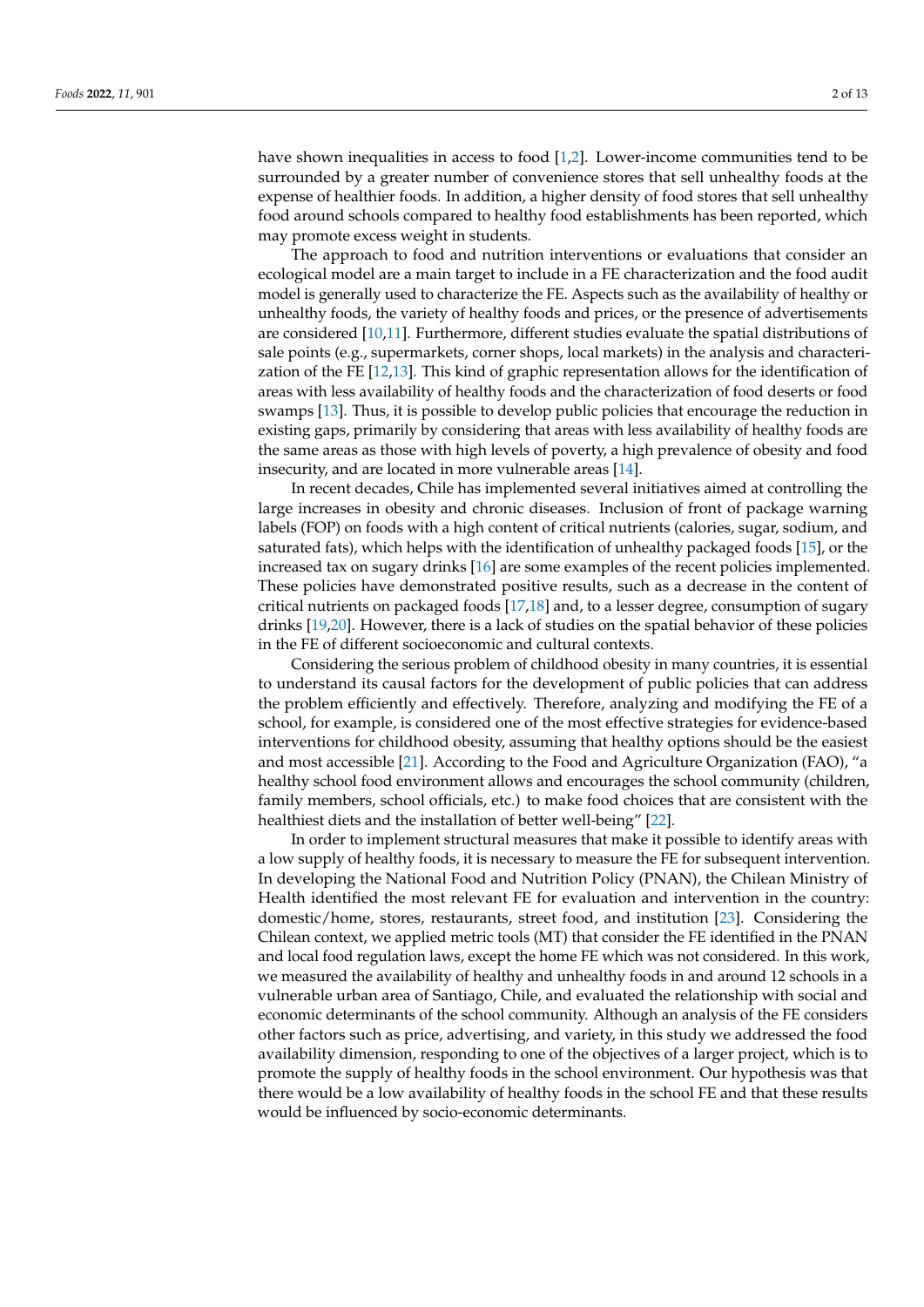have shown inequalities in access to food [1,2]. Lower-income communities tend to be surrounded by a greater number of convenience stores that sell unhealthy foods at the expense of healthier foods. In addition, a higher density of food stores that sell unhealthy food around schools compared to healthy food establishments has been reported, which may promote excess weight in students.

The approach to food and nutrition interventions or evaluations that consider an ecological model are a main target to include in a FE characterization and the food audit model is generally used to characterize the FE. Aspects such as the availability of healthy or unhealthy foods, the variety of healthy foods and prices, or the presence of advertisements are considered [10,11]. Furthermore, different studies evaluate the spatial distributions of sale points (e.g., supermarkets, corner shops, local markets) in the analysis and characterization of the FE [12,13]. This kind of graphic representation allows for the identification of areas with less availability of healthy foods and the characterization of food deserts or food swamps [13]. Thus, it is possible to develop public policies that encourage the reduction in existing gaps, primarily by considering that areas with less availability of healthy foods are the same areas as those with high levels of poverty, a high prevalence of obesity and food insecurity, and are located in more vulnerable areas [14].

In recent decades, Chile has implemented several initiatives aimed at controlling the large increases in obesity and chronic diseases. Inclusion of front of package warning labels (FOP) on foods with a high content of critical nutrients (calories, sugar, sodium, and saturated fats), which helps with the identification of unhealthy packaged foods [15], or the increased tax on sugary drinks [16] are some examples of the recent policies implemented. These policies have demonstrated positive results, such as a decrease in the content of critical nutrients on packaged foods [17,18] and, to a lesser degree, consumption of sugary drinks [19,20]. However, there is a lack of studies on the spatial behavior of these policies in the FE of different socioeconomic and cultural contexts.

Considering the serious problem of childhood obesity in many countries, it is essential to understand its causal factors for the development of public policies that can address the problem efficiently and effectively. Therefore, analyzing and modifying the FE of a school, for example, is considered one of the most effective strategies for evidence-based interventions for childhood obesity, assuming that healthy options should be the easiest and most accessible [21]. According to the Food and Agriculture Organization (FAO), "a healthy school food environment allows and encourages the school community (children, family members, school officials, etc.) to make food choices that are consistent with the healthiest diets and the installation of better well-being" [22].

In order to implement structural measures that make it possible to identify areas with a low supply of healthy foods, it is necessary to measure the FE for subsequent intervention. In developing the National Food and Nutrition Policy (PNAN), the Chilean Ministry of Health identified the most relevant FE for evaluation and intervention in the country: domestic/home, stores, restaurants, street food, and institution [23]. Considering the Chilean context, we applied metric tools (MT) that consider the FE identified in the PNAN and local food regulation laws, except the home FE which was not considered. In this work, we measured the availability of healthy and unhealthy foods in and around 12 schools in a vulnerable urban area of Santiago, Chile, and evaluated the relationship with social and economic determinants of the school community. Although an analysis of the FE considers other factors such as price, advertising, and variety, in this study we addressed the food availability dimension, responding to one of the objectives of a larger project, which is to promote the supply of healthy foods in the school environment. Our hypothesis was that there would be a low availability of healthy foods in the school FE and that these results would be influenced by socio-economic determinants.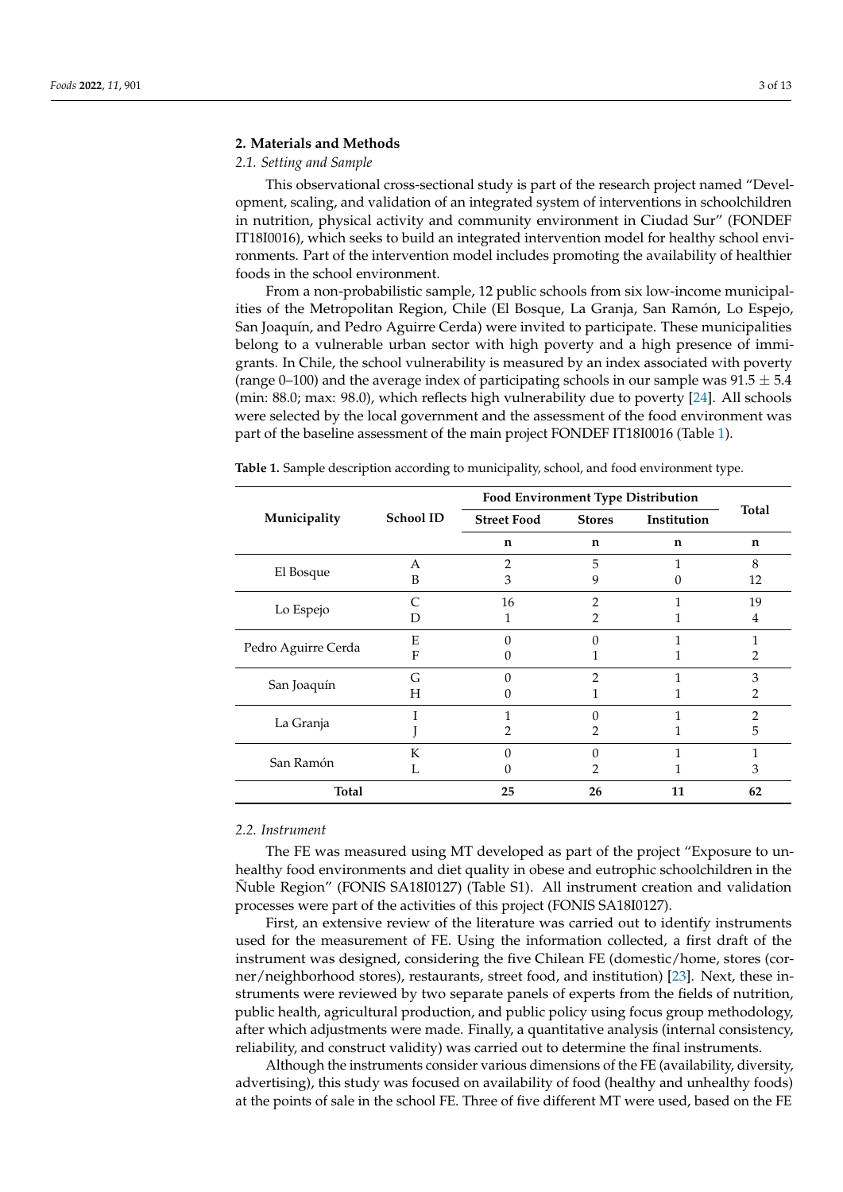## 2. Materials and Methods

### 2.1. Setting and Sample

This observational cross-sectional study is part of the research project named "Development, scaling, and validation of an integrated system of interventions in schoolchildren in nutrition, physical activity and community environment in Ciudad Sur" (FONDEF IT18I0016), which seeks to build an integrated intervention model for healthy school environments. Part of the intervention model includes promoting the availability of healthier foods in the school environment.

From a non-probabilistic sample, 12 public schools from six low-income municipalities of the Metropolitan Region, Chile (El Bosque, La Granja, San Ramón, Lo Espejo, San Joaquín, and Pedro Aguirre Cerda) were invited to participate. These municipalities belong to a vulnerable urban sector with high poverty and a high presence of immigrants. In Chile, the school vulnerability is measured by an index associated with poverty (range 0–100) and the average index of participating schools in our sample was $91.5 \pm 5.4$ (min: 88.0; max: 98.0), which reflects high vulnerability due to poverty [24]. All schools were selected by the local government and the assessment of the food environment was part of the baseline assessment of the main project FONDEF IT18I0016 (Table 1).

**Table 1.** Sample description according to municipality, school, and food environment type.

| Municipality | School ID | Food Environment Type Distribution | | | Total |
|---|---|---|---|---|---|
| | | Street Food | Stores | Institution | |
| | | n | n | n | n |
| El Bosque | A | 2 | 5 | 1 | 8 |
| | B | 3 | 9 | 0 | 12 |
| Lo Espejo | C | 16 | 2 | 1 | 19 |
| | D | 1 | 2 | 1 | 4 |
| Pedro Aguirre Cerda | E | 0 | 0 | 1 | 1 |
| | F | 0 | 1 | 1 | 2 |
| San Joaquín | G | 0 | 2 | 1 | 3 |
| | H | 0 | 1 | 1 | 2 |
| La Granja | I | 1 | 0 | 1 | 2 |
| | J | 2 | 2 | 1 | 5 |
| San Ramón | K | 0 | 0 | 1 | 1 |
| | L | 0 | 2 | 1 | 3 |
| **Total** | | **25** | **26** | **11** | **62** |

### 2.2. Instrument

The FE was measured using MT developed as part of the project "Exposure to unhealthy food environments and diet quality in obese and eutrophic schoolchildren in the Ñuble Region" (FONIS SA18I0127) (Table S1). All instrument creation and validation processes were part of the activities of this project (FONIS SA18I0127).

First, an extensive review of the literature was carried out to identify instruments used for the measurement of FE. Using the information collected, a first draft of the instrument was designed, considering the five Chilean FE (domestic/home, stores (corner/neighborhood stores), restaurants, street food, and institution) [23]. Next, these instruments were reviewed by two separate panels of experts from the fields of nutrition, public health, agricultural production, and public policy using focus group methodology, after which adjustments were made. Finally, a quantitative analysis (internal consistency, reliability, and construct validity) was carried out to determine the final instruments.

Although the instruments consider various dimensions of the FE (availability, diversity, advertising), this study was focused on availability of food (healthy and unhealthy foods) at the points of sale in the school FE. Three of five different MT were used, based on the FE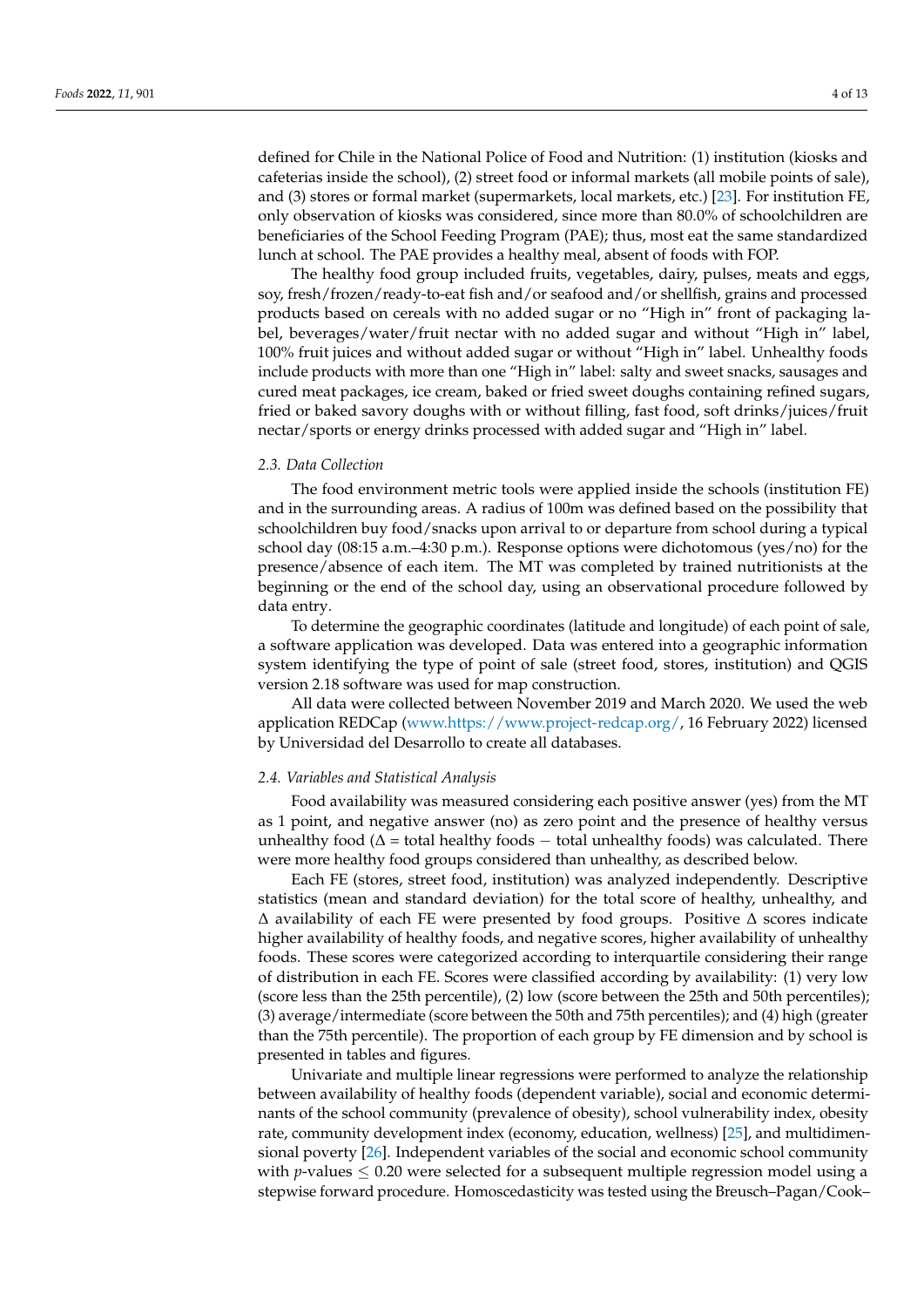defined for Chile in the National Police of Food and Nutrition: (1) institution (kiosks and cafeterias inside the school), (2) street food or informal markets (all mobile points of sale), and (3) stores or formal market (supermarkets, local markets, etc.) [23]. For institution FE, only observation of kiosks was considered, since more than 80.0% of schoolchildren are beneficiaries of the School Feeding Program (PAE); thus, most eat the same standardized lunch at school. The PAE provides a healthy meal, absent of foods with FOP.

The healthy food group included fruits, vegetables, dairy, pulses, meats and eggs, soy, fresh/frozen/ready-to-eat fish and/or seafood and/or shellfish, grains and processed products based on cereals with no added sugar or no "High in" front of packaging label, beverages/water/fruit nectar with no added sugar and without "High in" label, 100% fruit juices and without added sugar or without "High in" label. Unhealthy foods include products with more than one "High in" label: salty and sweet snacks, sausages and cured meat packages, ice cream, baked or fried sweet doughs containing refined sugars, fried or baked savory doughs with or without filling, fast food, soft drinks/juices/fruit nectar/sports or energy drinks processed with added sugar and "High in" label.

### *2.3. Data Collection*

The food environment metric tools were applied inside the schools (institution FE) and in the surrounding areas. A radius of 100m was defined based on the possibility that schoolchildren buy food/snacks upon arrival to or departure from school during a typical school day (08:15 a.m.–4:30 p.m.). Response options were dichotomous (yes/no) for the presence/absence of each item. The MT was completed by trained nutritionists at the beginning or the end of the school day, using an observational procedure followed by data entry.

To determine the geographic coordinates (latitude and longitude) of each point of sale, a software application was developed. Data was entered into a geographic information system identifying the type of point of sale (street food, stores, institution) and QGIS version 2.18 software was used for map construction.

All data were collected between November 2019 and March 2020. We used the web application REDCap (www.https://www.project-redcap.org/, 16 February 2022) licensed by Universidad del Desarrollo to create all databases.

### *2.4. Variables and Statistical Analysis*

Food availability was measured considering each positive answer (yes) from the MT as 1 point, and negative answer (no) as zero point and the presence of healthy versus unhealthy food ($\Delta$ = total healthy foods $-$ total unhealthy foods) was calculated. There were more healthy food groups considered than unhealthy, as described below.

Each FE (stores, street food, institution) was analyzed independently. Descriptive statistics (mean and standard deviation) for the total score of healthy, unhealthy, and $\Delta$ availability of each FE were presented by food groups. Positive $\Delta$ scores indicate higher availability of healthy foods, and negative scores, higher availability of unhealthy foods. These scores were categorized according to interquartile considering their range of distribution in each FE. Scores were classified according by availability: (1) very low (score less than the 25th percentile), (2) low (score between the 25th and 50th percentiles); (3) average/intermediate (score between the 50th and 75th percentiles); and (4) high (greater than the 75th percentile). The proportion of each group by FE dimension and by school is presented in tables and figures.

Univariate and multiple linear regressions were performed to analyze the relationship between availability of healthy foods (dependent variable), social and economic determinants of the school community (prevalence of obesity), school vulnerability index, obesity rate, community development index (economy, education, wellness) [25], and multidimensional poverty [26]. Independent variables of the social and economic school community with $p$-values $\leq 0.20$ were selected for a subsequent multiple regression model using a stepwise forward procedure. Homoscedasticity was tested using the Breusch–Pagan/Cook–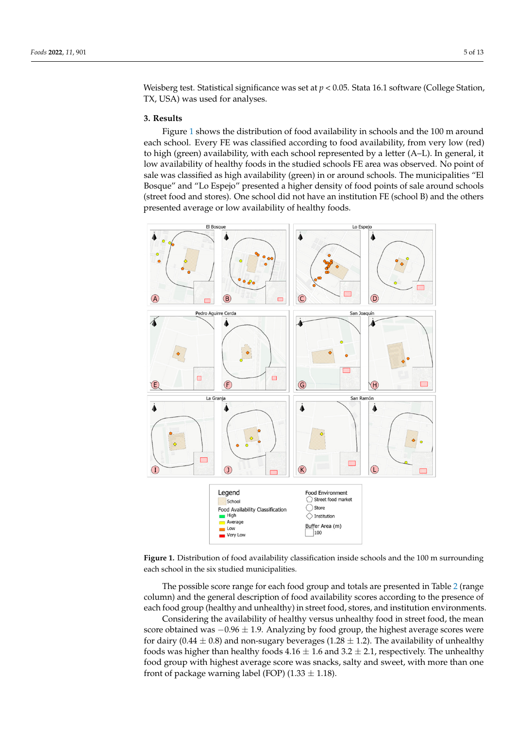Weisberg test. Statistical significance was set at $p < 0.05$. Stata 16.1 software (College Station, TX, USA) was used for analyses.

## 3. Results

Figure 1 shows the distribution of food availability in schools and the 100 m around each school. Every FE was classified according to food availability, from very low (red) to high (green) availability, with each school represented by a letter (A–L). In general, it low availability of healthy foods in the studied schools FE area was observed. No point of sale was classified as high availability (green) in or around schools. The municipalities "El Bosque" and "Lo Espejo" presented a higher density of food points of sale around schools (street food and stores). One school did not have an institution FE (school B) and the others presented average or low availability of healthy foods.

**Figure 1.** Distribution of food availability classification inside schools and the 100 m surrounding each school in the six studied municipalities.

The possible score range for each food group and totals are presented in Table 2 (range column) and the general description of food availability scores according to the presence of each food group (healthy and unhealthy) in street food, stores, and institution environments.

Considering the availability of healthy versus unhealthy food in street food, the mean score obtained was $-0.96 \pm 1.9$. Analyzing by food group, the highest average scores were for dairy ($0.44 \pm 0.8$) and non-sugary beverages ($1.28 \pm 1.2$). The availability of unhealthy foods was higher than healthy foods $4.16 \pm 1.6$ and $3.2 \pm 2.1$, respectively. The unhealthy food group with highest average score was snacks, salty and sweet, with more than one front of package warning label (FOP) ($1.33 \pm 1.18$).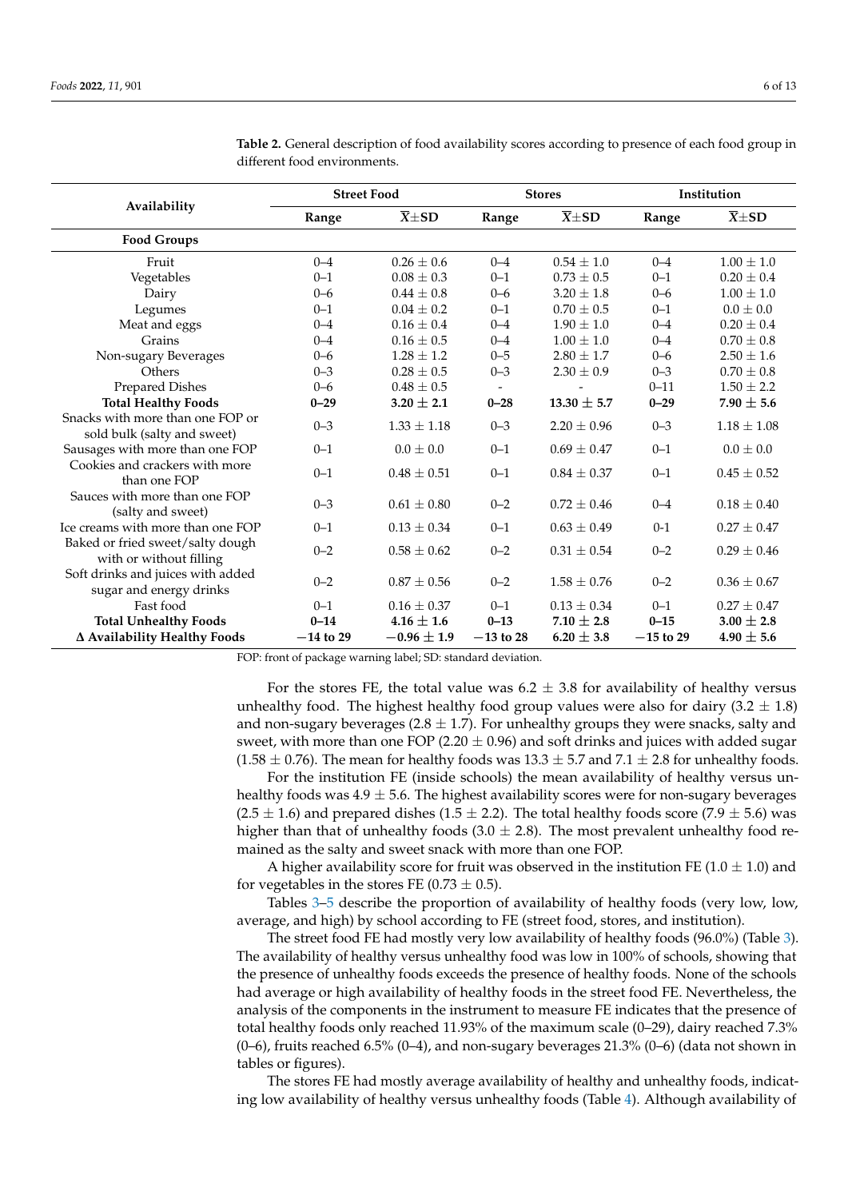**Table 2.** General description of food availability scores according to presence of each food group in different food environments.

| Availability | Street Food | | Stores | | Institution | |
|---|---|---|---|---|---|---|
| | Range | $\overline{X}$±SD | Range | $\overline{X}$±SD | Range | $\overline{X}$±SD |
| **Food Groups** | | | | | | |
| Fruit | 0–4 | 0.26 ± 0.6 | 0–4 | 0.54 ± 1.0 | 0–4 | 1.00 ± 1.0 |
| Vegetables | 0–1 | 0.08 ± 0.3 | 0–1 | 0.73 ± 0.5 | 0–1 | 0.20 ± 0.4 |
| Dairy | 0–6 | 0.44 ± 0.8 | 0–6 | 3.20 ± 1.8 | 0–6 | 1.00 ± 1.0 |
| Legumes | 0–1 | 0.04 ± 0.2 | 0–1 | 0.70 ± 0.5 | 0–1 | 0.0 ± 0.0 |
| Meat and eggs | 0–4 | 0.16 ± 0.4 | 0–4 | 1.90 ± 1.0 | 0–4 | 0.20 ± 0.4 |
| Grains | 0–4 | 0.16 ± 0.5 | 0–4 | 1.00 ± 1.0 | 0–4 | 0.70 ± 0.8 |
| Non-sugary Beverages | 0–6 | 1.28 ± 1.2 | 0–5 | 2.80 ± 1.7 | 0–6 | 2.50 ± 1.6 |
| Others | 0–3 | 0.28 ± 0.5 | 0–3 | 2.30 ± 0.9 | 0–3 | 0.70 ± 0.8 |
| Prepared Dishes | 0–6 | 0.48 ± 0.5 | - | - | 0–11 | 1.50 ± 2.2 |
| **Total Healthy Foods** | **0–29** | **3.20 ± 2.1** | **0–28** | **13.30 ± 5.7** | **0–29** | **7.90 ± 5.6** |
| Snacks with more than one FOP or sold bulk (salty and sweet) | 0–3 | 1.33 ± 1.18 | 0–3 | 2.20 ± 0.96 | 0–3 | 1.18 ± 1.08 |
| Sausages with more than one FOP | 0–1 | 0.0 ± 0.0 | 0–1 | 0.69 ± 0.47 | 0–1 | 0.0 ± 0.0 |
| Cookies and crackers with more than one FOP | 0–1 | 0.48 ± 0.51 | 0–1 | 0.84 ± 0.37 | 0–1 | 0.45 ± 0.52 |
| Sauces with more than one FOP (salty and sweet) | 0–3 | 0.61 ± 0.80 | 0–2 | 0.72 ± 0.46 | 0–4 | 0.18 ± 0.40 |
| Ice creams with more than one FOP | 0–1 | 0.13 ± 0.34 | 0–1 | 0.63 ± 0.49 | 0-1 | 0.27 ± 0.47 |
| Baked or fried sweet/salty dough with or without filling | 0–2 | 0.58 ± 0.62 | 0–2 | 0.31 ± 0.54 | 0–2 | 0.29 ± 0.46 |
| Soft drinks and juices with added sugar and energy drinks | 0–2 | 0.87 ± 0.56 | 0–2 | 1.58 ± 0.76 | 0–2 | 0.36 ± 0.67 |
| Fast food | 0–1 | 0.16 ± 0.37 | 0–1 | 0.13 ± 0.34 | 0–1 | 0.27 ± 0.47 |
| **Total Unhealthy Foods** | **0–14** | **4.16 ± 1.6** | **0–13** | **7.10 ± 2.8** | **0–15** | **3.00 ± 2.8** |
| **Δ Availability Healthy Foods** | **−14 to 29** | **−0.96 ± 1.9** | **−13 to 28** | **6.20 ± 3.8** | **−15 to 29** | **4.90 ± 5.6** |

FOP: front of package warning label; SD: standard deviation.

For the stores FE, the total value was 6.2 ± 3.8 for availability of healthy versus unhealthy food. The highest healthy food group values were also for dairy (3.2 ± 1.8) and non-sugary beverages (2.8 ± 1.7). For unhealthy groups they were snacks, salty and sweet, with more than one FOP (2.20 ± 0.96) and soft drinks and juices with added sugar (1.58 ± 0.76). The mean for healthy foods was 13.3 ± 5.7 and 7.1 ± 2.8 for unhealthy foods.

For the institution FE (inside schools) the mean availability of healthy versus unhealthy foods was 4.9 ± 5.6. The highest availability scores were for non-sugary beverages (2.5 ± 1.6) and prepared dishes (1.5 ± 2.2). The total healthy foods score (7.9 ± 5.6) was higher than that of unhealthy foods (3.0 ± 2.8). The most prevalent unhealthy food remained as the salty and sweet snack with more than one FOP.

A higher availability score for fruit was observed in the institution FE (1.0 ± 1.0) and for vegetables in the stores FE (0.73 ± 0.5).

Tables 3–5 describe the proportion of availability of healthy foods (very low, low, average, and high) by school according to FE (street food, stores, and institution).

The street food FE had mostly very low availability of healthy foods (96.0%) (Table 3). The availability of healthy versus unhealthy food was low in 100% of schools, showing that the presence of unhealthy foods exceeds the presence of healthy foods. None of the schools had average or high availability of healthy foods in the street food FE. Nevertheless, the analysis of the components in the instrument to measure FE indicates that the presence of total healthy foods only reached 11.93% of the maximum scale (0–29), dairy reached 7.3% (0–6), fruits reached 6.5% (0–4), and non-sugary beverages 21.3% (0–6) (data not shown in tables or figures).

The stores FE had mostly average availability of healthy and unhealthy foods, indicating low availability of healthy versus unhealthy foods (Table 4). Although availability of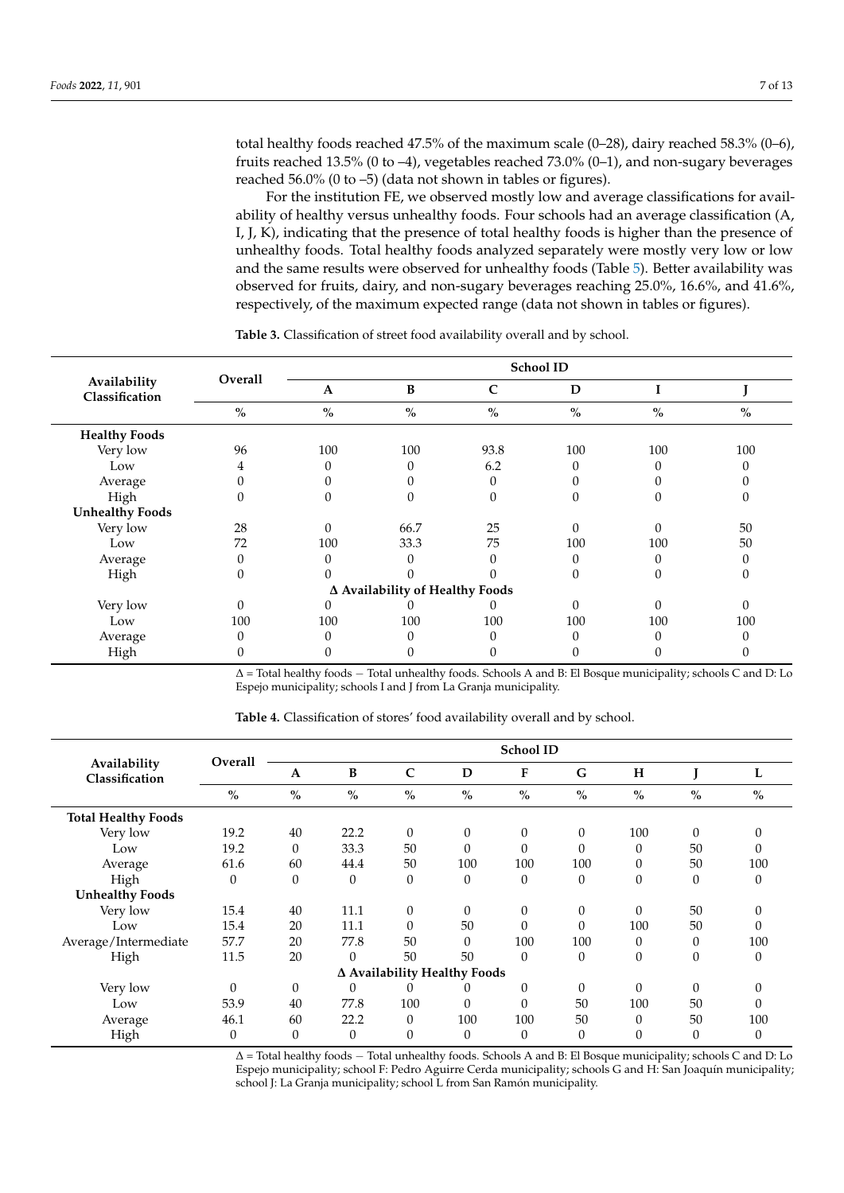total healthy foods reached 47.5% of the maximum scale (0–28), dairy reached 58.3% (0–6), fruits reached 13.5% (0 to –4), vegetables reached 73.0% (0–1), and non-sugary beverages reached 56.0% (0 to –5) (data not shown in tables or figures).

For the institution FE, we observed mostly low and average classifications for availability of healthy versus unhealthy foods. Four schools had an average classification (A, I, J, K), indicating that the presence of total healthy foods is higher than the presence of unhealthy foods. Total healthy foods analyzed separately were mostly very low or low and the same results were observed for unhealthy foods (Table 5). Better availability was observed for fruits, dairy, and non-sugary beverages reaching 25.0%, 16.6%, and 41.6%, respectively, of the maximum expected range (data not shown in tables or figures).

**Table 3.** Classification of street food availability overall and by school.

| Availability Classification | Overall | School ID | | | | | |
|---|---|---|---|---|---|---|---|
| | | A | B | C | D | I | J |
| | % | % | % | % | % | % | % |
| **Healthy Foods** | | | | | | | |
| Very low | 96 | 100 | 100 | 93.8 | 100 | 100 | 100 |
| Low | 4 | 0 | 0 | 6.2 | 0 | 0 | 0 |
| Average | 0 | 0 | 0 | 0 | 0 | 0 | 0 |
| High | 0 | 0 | 0 | 0 | 0 | 0 | 0 |
| **Unhealthy Foods** | | | | | | | |
| Very low | 28 | 0 | 66.7 | 25 | 0 | 0 | 50 |
| Low | 72 | 100 | 33.3 | 75 | 100 | 100 | 50 |
| Average | 0 | 0 | 0 | 0 | 0 | 0 | 0 |
| High | 0 | 0 | 0 | 0 | 0 | 0 | 0 |
| **Δ Availability of Healthy Foods** | | | | | | | |
| Very low | 0 | 0 | 0 | 0 | 0 | 0 | 0 |
| Low | 100 | 100 | 100 | 100 | 100 | 100 | 100 |
| Average | 0 | 0 | 0 | 0 | 0 | 0 | 0 |
| High | 0 | 0 | 0 | 0 | 0 | 0 | 0 |

Δ = Total healthy foods − Total unhealthy foods. Schools A and B: El Bosque municipality; schools C and D: Lo Espejo municipality; schools I and J from La Granja municipality.

**Table 4.** Classification of stores' food availability overall and by school.

| Availability Classification | Overall | School ID | | | | | | | | |
|---|---|---|---|---|---|---|---|---|---|---|
| | | A | B | C | D | F | G | H | J | L |
| | % | % | % | % | % | % | % | % | % | % |
| **Total Healthy Foods** | | | | | | | | | | |
| Very low | 19.2 | 40 | 22.2 | 0 | 0 | 0 | 0 | 100 | 0 | 0 |
| Low | 19.2 | 0 | 33.3 | 50 | 0 | 0 | 0 | 0 | 50 | 0 |
| Average | 61.6 | 60 | 44.4 | 50 | 100 | 100 | 100 | 0 | 50 | 100 |
| High | 0 | 0 | 0 | 0 | 0 | 0 | 0 | 0 | 0 | 0 |
| **Unhealthy Foods** | | | | | | | | | | |
| Very low | 15.4 | 40 | 11.1 | 0 | 0 | 0 | 0 | 0 | 50 | 0 |
| Low | 15.4 | 20 | 11.1 | 0 | 50 | 0 | 0 | 100 | 50 | 0 |
| Average/Intermediate | 57.7 | 20 | 77.8 | 50 | 0 | 100 | 100 | 0 | 0 | 100 |
| High | 11.5 | 20 | 0 | 50 | 50 | 0 | 0 | 0 | 0 | 0 |
| **Δ Availability Healthy Foods** | | | | | | | | | | |
| Very low | 0 | 0 | 0 | 0 | 0 | 0 | 0 | 0 | 0 | 0 |
| Low | 53.9 | 40 | 77.8 | 100 | 0 | 0 | 50 | 100 | 50 | 0 |
| Average | 46.1 | 60 | 22.2 | 0 | 100 | 100 | 50 | 0 | 50 | 100 |
| High | 0 | 0 | 0 | 0 | 0 | 0 | 0 | 0 | 0 | 0 |

Δ = Total healthy foods − Total unhealthy foods. Schools A and B: El Bosque municipality; schools C and D: Lo Espejo municipality; school F: Pedro Aguirre Cerda municipality; schools G and H: San Joaquín municipality; school J: La Granja municipality; school L from San Ramón municipality.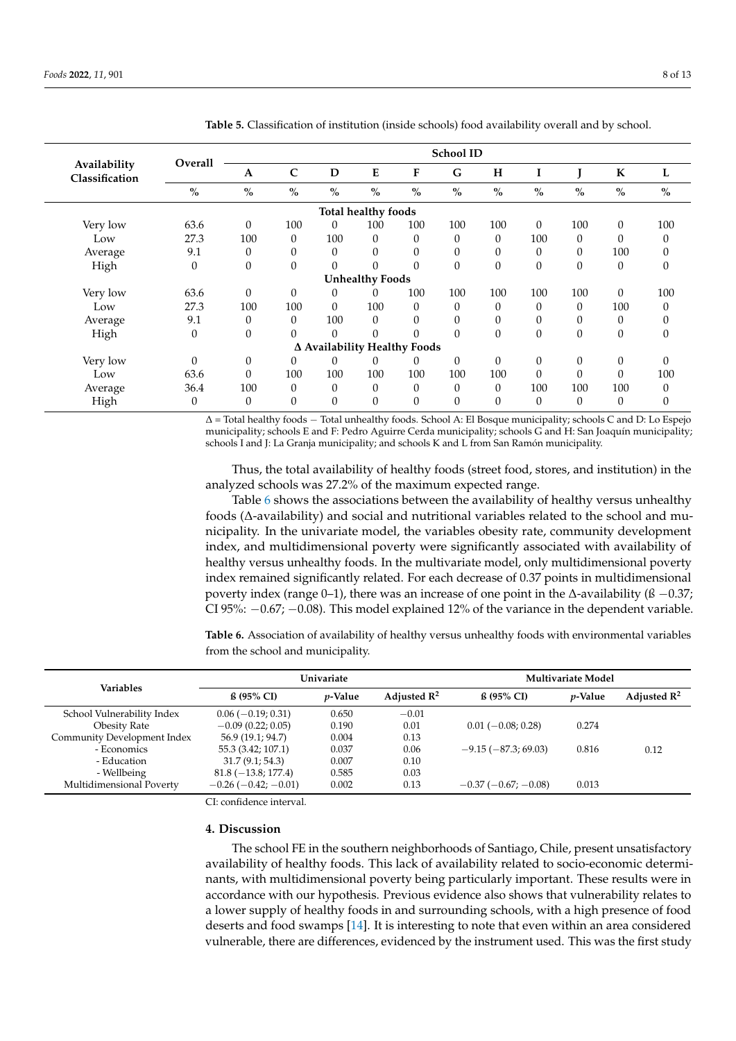**Table 5.** Classification of institution (inside schools) food availability overall and by school.

| Availability Classification | Overall | School ID | | | | | | | | | | |
|---|---|---|---|---|---|---|---|---|---|---|---|---|
| | | A | C | D | E | F | G | H | I | J | K | L |
| | % | % | % | % | % | % | % | % | % | % | % | % |
| **Total healthy foods** | | | | | | | | | | | | |
| Very low | 63.6 | 0 | 100 | 0 | 100 | 100 | 100 | 100 | 0 | 100 | 0 | 100 |
| Low | 27.3 | 100 | 0 | 100 | 0 | 0 | 0 | 0 | 100 | 0 | 0 | 0 |
| Average | 9.1 | 0 | 0 | 0 | 0 | 0 | 0 | 0 | 0 | 0 | 100 | 0 |
| High | 0 | 0 | 0 | 0 | 0 | 0 | 0 | 0 | 0 | 0 | 0 | 0 |
| **Unhealthy Foods** | | | | | | | | | | | | |
| Very low | 63.6 | 0 | 0 | 0 | 0 | 100 | 100 | 100 | 100 | 100 | 0 | 100 |
| Low | 27.3 | 100 | 100 | 0 | 100 | 0 | 0 | 0 | 0 | 0 | 100 | 0 |
| Average | 9.1 | 0 | 0 | 100 | 0 | 0 | 0 | 0 | 0 | 0 | 0 | 0 |
| High | 0 | 0 | 0 | 0 | 0 | 0 | 0 | 0 | 0 | 0 | 0 | 0 |
| **Δ Availability Healthy Foods** | | | | | | | | | | | | |
| Very low | 0 | 0 | 0 | 0 | 0 | 0 | 0 | 0 | 0 | 0 | 0 | 0 |
| Low | 63.6 | 0 | 100 | 100 | 100 | 100 | 100 | 100 | 0 | 0 | 0 | 100 |
| Average | 36.4 | 100 | 0 | 0 | 0 | 0 | 0 | 0 | 100 | 100 | 100 | 0 |
| High | 0 | 0 | 0 | 0 | 0 | 0 | 0 | 0 | 0 | 0 | 0 | 0 |

Δ = Total healthy foods − Total unhealthy foods. School A: El Bosque municipality; schools C and D: Lo Espejo municipality; schools E and F: Pedro Aguirre Cerda municipality; schools G and H: San Joaquín municipality; schools I and J: La Granja municipality; and schools K and L from San Ramón municipality.

Thus, the total availability of healthy foods (street food, stores, and institution) in the analyzed schools was 27.2% of the maximum expected range.

Table 6 shows the associations between the availability of healthy versus unhealthy foods (Δ-availability) and social and nutritional variables related to the school and municipality. In the univariate model, the variables obesity rate, community development index, and multidimensional poverty were significantly associated with availability of healthy versus unhealthy foods. In the multivariate model, only multidimensional poverty index remained significantly related. For each decrease of 0.37 points in multidimensional poverty index (range 0–1), there was an increase of one point in the Δ-availability (ß −0.37; CI 95%: −0.67; −0.08). This model explained 12% of the variance in the dependent variable.

**Table 6.** Association of availability of healthy versus unhealthy foods with environmental variables from the school and municipality.

| Variables | Univariate | | | Multivariate Model | | |
|---|---|---|---|---|---|---|
| | ß (95% CI) | *p*-Value | Adjusted $R^2$ | ß (95% CI) | *p*-Value | Adjusted $R^2$ |
| School Vulnerability Index | 0.06 (−0.19; 0.31) | 0.650 | −0.01 | | | |
| Obesity Rate | −0.09 (0.22; 0.05) | 0.190 | 0.01 | 0.01 (−0.08; 0.28) | 0.274 | |
| Community Development Index | 56.9 (19.1; 94.7) | 0.004 | 0.13 | | | |
| - Economics | 55.3 (3.42; 107.1) | 0.037 | 0.06 | −9.15 (−87.3; 69.03) | 0.816 | 0.12 |
| - Education | 31.7 (9.1; 54.3) | 0.007 | 0.10 | | | |
| - Wellbeing | 81.8 (−13.8; 177.4) | 0.585 | 0.03 | | | |
| Multidimensional Poverty | −0.26 (−0.42; −0.01) | 0.002 | 0.13 | −0.37 (−0.67; −0.08) | 0.013 | |

CI: confidence interval.

## 4. Discussion

The school FE in the southern neighborhoods of Santiago, Chile, present unsatisfactory availability of healthy foods. This lack of availability related to socio-economic determinants, with multidimensional poverty being particularly important. These results were in accordance with our hypothesis. Previous evidence also shows that vulnerability relates to a lower supply of healthy foods in and surrounding schools, with a high presence of food deserts and food swamps [14]. It is interesting to note that even within an area considered vulnerable, there are differences, evidenced by the instrument used. This was the first study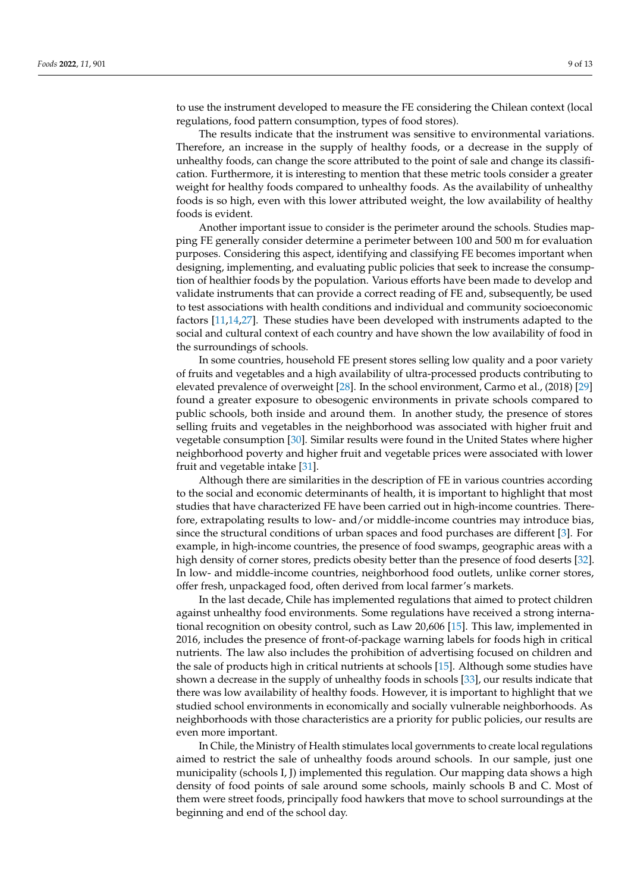to use the instrument developed to measure the FE considering the Chilean context (local regulations, food pattern consumption, types of food stores).

The results indicate that the instrument was sensitive to environmental variations. Therefore, an increase in the supply of healthy foods, or a decrease in the supply of unhealthy foods, can change the score attributed to the point of sale and change its classification. Furthermore, it is interesting to mention that these metric tools consider a greater weight for healthy foods compared to unhealthy foods. As the availability of unhealthy foods is so high, even with this lower attributed weight, the low availability of healthy foods is evident.

Another important issue to consider is the perimeter around the schools. Studies mapping FE generally consider determine a perimeter between 100 and 500 m for evaluation purposes. Considering this aspect, identifying and classifying FE becomes important when designing, implementing, and evaluating public policies that seek to increase the consumption of healthier foods by the population. Various efforts have been made to develop and validate instruments that can provide a correct reading of FE and, subsequently, be used to test associations with health conditions and individual and community socioeconomic factors [11,14,27]. These studies have been developed with instruments adapted to the social and cultural context of each country and have shown the low availability of food in the surroundings of schools.

In some countries, household FE present stores selling low quality and a poor variety of fruits and vegetables and a high availability of ultra-processed products contributing to elevated prevalence of overweight [28]. In the school environment, Carmo et al., (2018) [29] found a greater exposure to obesogenic environments in private schools compared to public schools, both inside and around them. In another study, the presence of stores selling fruits and vegetables in the neighborhood was associated with higher fruit and vegetable consumption [30]. Similar results were found in the United States where higher neighborhood poverty and higher fruit and vegetable prices were associated with lower fruit and vegetable intake [31].

Although there are similarities in the description of FE in various countries according to the social and economic determinants of health, it is important to highlight that most studies that have characterized FE have been carried out in high-income countries. Therefore, extrapolating results to low- and/or middle-income countries may introduce bias, since the structural conditions of urban spaces and food purchases are different [3]. For example, in high-income countries, the presence of food swamps, geographic areas with a high density of corner stores, predicts obesity better than the presence of food deserts [32]. In low- and middle-income countries, neighborhood food outlets, unlike corner stores, offer fresh, unpackaged food, often derived from local farmer's markets.

In the last decade, Chile has implemented regulations that aimed to protect children against unhealthy food environments. Some regulations have received a strong international recognition on obesity control, such as Law 20,606 [15]. This law, implemented in 2016, includes the presence of front-of-package warning labels for foods high in critical nutrients. The law also includes the prohibition of advertising focused on children and the sale of products high in critical nutrients at schools [15]. Although some studies have shown a decrease in the supply of unhealthy foods in schools [33], our results indicate that there was low availability of healthy foods. However, it is important to highlight that we studied school environments in economically and socially vulnerable neighborhoods. As neighborhoods with those characteristics are a priority for public policies, our results are even more important.

In Chile, the Ministry of Health stimulates local governments to create local regulations aimed to restrict the sale of unhealthy foods around schools. In our sample, just one municipality (schools I, J) implemented this regulation. Our mapping data shows a high density of food points of sale around some schools, mainly schools B and C. Most of them were street foods, principally food hawkers that move to school surroundings at the beginning and end of the school day.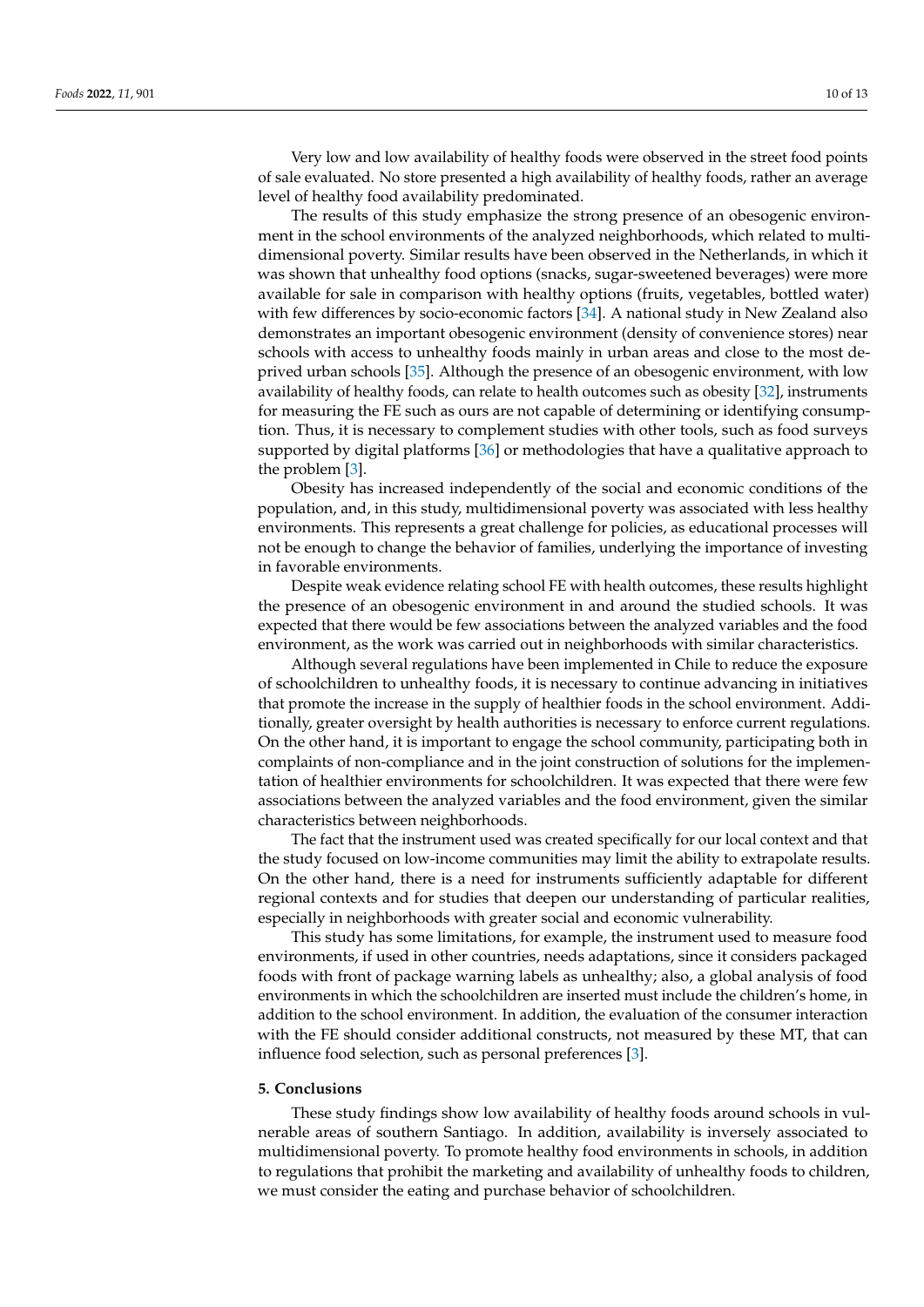Very low and low availability of healthy foods were observed in the street food points of sale evaluated. No store presented a high availability of healthy foods, rather an average level of healthy food availability predominated.

The results of this study emphasize the strong presence of an obesogenic environment in the school environments of the analyzed neighborhoods, which related to multidimensional poverty. Similar results have been observed in the Netherlands, in which it was shown that unhealthy food options (snacks, sugar-sweetened beverages) were more available for sale in comparison with healthy options (fruits, vegetables, bottled water) with few differences by socio-economic factors [34]. A national study in New Zealand also demonstrates an important obesogenic environment (density of convenience stores) near schools with access to unhealthy foods mainly in urban areas and close to the most deprived urban schools [35]. Although the presence of an obesogenic environment, with low availability of healthy foods, can relate to health outcomes such as obesity [32], instruments for measuring the FE such as ours are not capable of determining or identifying consumption. Thus, it is necessary to complement studies with other tools, such as food surveys supported by digital platforms [36] or methodologies that have a qualitative approach to the problem [3].

Obesity has increased independently of the social and economic conditions of the population, and, in this study, multidimensional poverty was associated with less healthy environments. This represents a great challenge for policies, as educational processes will not be enough to change the behavior of families, underlying the importance of investing in favorable environments.

Despite weak evidence relating school FE with health outcomes, these results highlight the presence of an obesogenic environment in and around the studied schools. It was expected that there would be few associations between the analyzed variables and the food environment, as the work was carried out in neighborhoods with similar characteristics.

Although several regulations have been implemented in Chile to reduce the exposure of schoolchildren to unhealthy foods, it is necessary to continue advancing in initiatives that promote the increase in the supply of healthier foods in the school environment. Additionally, greater oversight by health authorities is necessary to enforce current regulations. On the other hand, it is important to engage the school community, participating both in complaints of non-compliance and in the joint construction of solutions for the implementation of healthier environments for schoolchildren. It was expected that there were few associations between the analyzed variables and the food environment, given the similar characteristics between neighborhoods.

The fact that the instrument used was created specifically for our local context and that the study focused on low-income communities may limit the ability to extrapolate results. On the other hand, there is a need for instruments sufficiently adaptable for different regional contexts and for studies that deepen our understanding of particular realities, especially in neighborhoods with greater social and economic vulnerability.

This study has some limitations, for example, the instrument used to measure food environments, if used in other countries, needs adaptations, since it considers packaged foods with front of package warning labels as unhealthy; also, a global analysis of food environments in which the schoolchildren are inserted must include the children's home, in addition to the school environment. In addition, the evaluation of the consumer interaction with the FE should consider additional constructs, not measured by these MT, that can influence food selection, such as personal preferences [3].

## 5. Conclusions

These study findings show low availability of healthy foods around schools in vulnerable areas of southern Santiago. In addition, availability is inversely associated to multidimensional poverty. To promote healthy food environments in schools, in addition to regulations that prohibit the marketing and availability of unhealthy foods to children, we must consider the eating and purchase behavior of schoolchildren.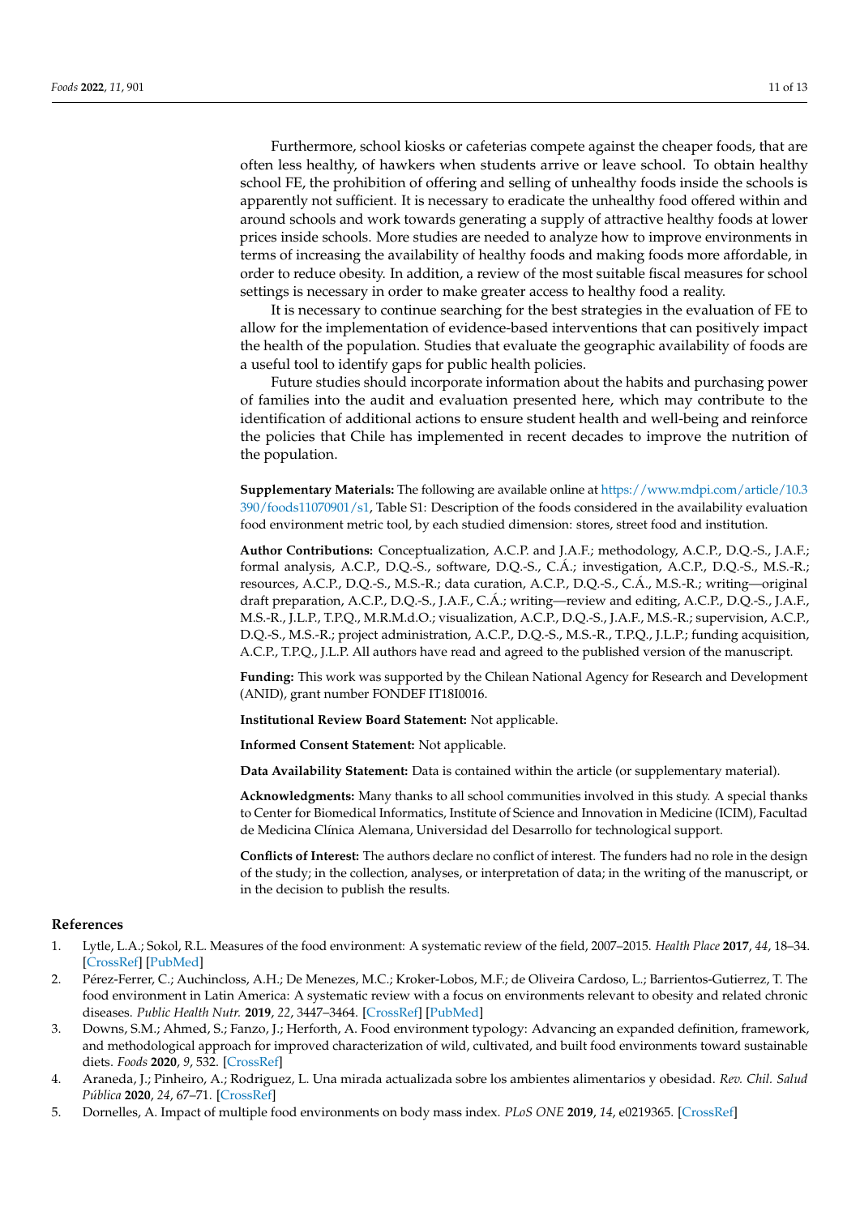Furthermore, school kiosks or cafeterias compete against the cheaper foods, that are often less healthy, of hawkers when students arrive or leave school. To obtain healthy school FE, the prohibition of offering and selling of unhealthy foods inside the schools is apparently not sufficient. It is necessary to eradicate the unhealthy food offered within and around schools and work towards generating a supply of attractive healthy foods at lower prices inside schools. More studies are needed to analyze how to improve environments in terms of increasing the availability of healthy foods and making foods more affordable, in order to reduce obesity. In addition, a review of the most suitable fiscal measures for school settings is necessary in order to make greater access to healthy food a reality.

It is necessary to continue searching for the best strategies in the evaluation of FE to allow for the implementation of evidence-based interventions that can positively impact the health of the population. Studies that evaluate the geographic availability of foods are a useful tool to identify gaps for public health policies.

Future studies should incorporate information about the habits and purchasing power of families into the audit and evaluation presented here, which may contribute to the identification of additional actions to ensure student health and well-being and reinforce the policies that Chile has implemented in recent decades to improve the nutrition of the population.

**Supplementary Materials:** The following are available online at https://www.mdpi.com/article/10.3390/foods11070901/s1, Table S1: Description of the foods considered in the availability evaluation food environment metric tool, by each studied dimension: stores, street food and institution.

**Author Contributions:** Conceptualization, A.C.P. and J.A.F.; methodology, A.C.P., D.Q.-S., J.A.F.; formal analysis, A.C.P., D.Q.-S., software, D.Q.-S., C.Á.; investigation, A.C.P., D.Q.-S., M.S.-R.; resources, A.C.P., D.Q.-S., M.S.-R.; data curation, A.C.P., D.Q.-S., C.Á., M.S.-R.; writing—original draft preparation, A.C.P., D.Q.-S., J.A.F., C.Á.; writing—review and editing, A.C.P., D.Q.-S., J.A.F., M.S.-R., J.L.P., T.P.Q., M.R.M.d.O.; visualization, A.C.P., D.Q.-S., J.A.F., M.S.-R.; supervision, A.C.P., D.Q.-S., M.S.-R.; project administration, A.C.P., D.Q.-S., M.S.-R., T.P.Q., J.L.P.; funding acquisition, A.C.P., T.P.Q., J.L.P. All authors have read and agreed to the published version of the manuscript.

**Funding:** This work was supported by the Chilean National Agency for Research and Development (ANID), grant number FONDEF IT18I0016.

**Institutional Review Board Statement:** Not applicable.

**Informed Consent Statement:** Not applicable.

**Data Availability Statement:** Data is contained within the article (or supplementary material).

**Acknowledgments:** Many thanks to all school communities involved in this study. A special thanks to Center for Biomedical Informatics, Institute of Science and Innovation in Medicine (ICIM), Facultad de Medicina Clínica Alemana, Universidad del Desarrollo for technological support.

**Conflicts of Interest:** The authors declare no conflict of interest. The funders had no role in the design of the study; in the collection, analyses, or interpretation of data; in the writing of the manuscript, or in the decision to publish the results.

## References

1. Lytle, L.A.; Sokol, R.L. Measures of the food environment: A systematic review of the field, 2007–2015. *Health Place* **2017**, *44*, 18–34. [CrossRef] [PubMed]
2. Pérez-Ferrer, C.; Auchincloss, A.H.; De Menezes, M.C.; Kroker-Lobos, M.F.; de Oliveira Cardoso, L.; Barrientos-Gutierrez, T. The food environment in Latin America: A systematic review with a focus on environments relevant to obesity and related chronic diseases. *Public Health Nutr.* **2019**, *22*, 3447–3464. [CrossRef] [PubMed]
3. Downs, S.M.; Ahmed, S.; Fanzo, J.; Herforth, A. Food environment typology: Advancing an expanded definition, framework, and methodological approach for improved characterization of wild, cultivated, and built food environments toward sustainable diets. *Foods* **2020**, *9*, 532. [CrossRef]
4. Araneda, J.; Pinheiro, A.; Rodriguez, L. Una mirada actualizada sobre los ambientes alimentarios y obesidad. *Rev. Chil. Salud Pública* **2020**, *24*, 67–71. [CrossRef]
5. Dornelles, A. Impact of multiple food environments on body mass index. *PLoS ONE* **2019**, *14*, e0219365. [CrossRef]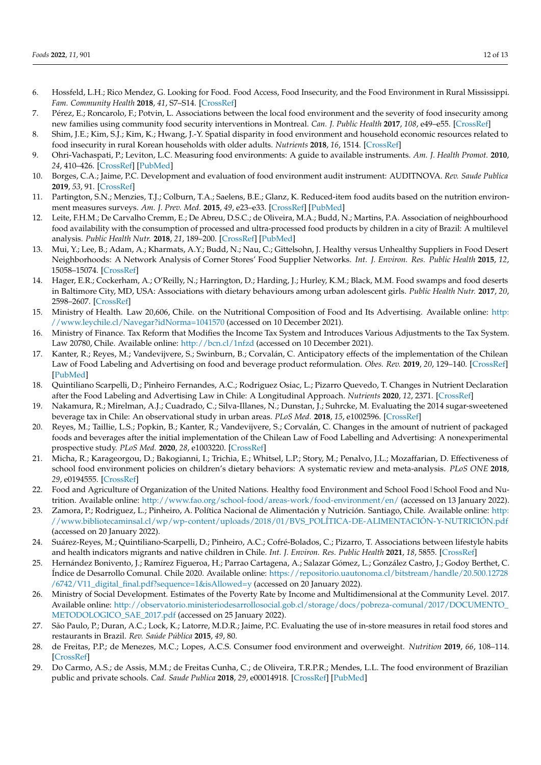6. Hossfeld, L.H.; Rico Mendez, G. Looking for Food. Food Access, Food Insecurity, and the Food Environment in Rural Mississippi. *Fam. Community Health* **2018**, *41*, S7–S14. [CrossRef]
7. Pérez, E.; Roncarolo, F.; Potvin, L. Associations between the local food environment and the severity of food insecurity among new families using community food security interventions in Montreal. *Can. J. Public Health* **2017**, *108*, e49–e55. [CrossRef]
8. Shim, J.E.; Kim, S.J.; Kim, K.; Hwang, J.-Y. Spatial disparity in food environment and household economic resources related to food insecurity in rural Korean households with older adults. *Nutrients* **2018**, *16*, 1514. [CrossRef]
9. Ohri-Vachaspati, P.; Leviton, L.C. Measuring food environments: A guide to available instruments. *Am. J. Health Promot.* **2010**, *24*, 410–426. [CrossRef] [PubMed]
10. Borges, C.A.; Jaime, P.C. Development and evaluation of food environment audit instrument: AUDITNOVA. *Rev. Saude Publica* **2019**, *53*, 91. [CrossRef]
11. Partington, S.N.; Menzies, T.J.; Colburn, T.A.; Saelens, B.E.; Glanz, K. Reduced-item food audits based on the nutrition environment measures surveys. *Am. J. Prev. Med.* **2015**, *49*, e23–e33. [CrossRef] [PubMed]
12. Leite, F.H.M.; De Carvalho Cremm, E.; De Abreu, D.S.C.; de Oliveira, M.A.; Budd, N.; Martins, P.A. Association of neighbourhood food availability with the consumption of processed and ultra-processed food products by children in a city of Brazil: A multilevel analysis. *Public Health Nutr.* **2018**, *21*, 189–200. [CrossRef] [PubMed]
13. Mui, Y.; Lee, B.; Adam, A.; Kharmats, A.Y.; Budd, N.; Nau, C.; Gittelsohn, J. Healthy versus Unhealthy Suppliers in Food Desert Neighborhoods: A Network Analysis of Corner Stores' Food Supplier Networks. *Int. J. Environ. Res. Public Health* **2015**, *12*, 15058–15074. [CrossRef]
14. Hager, E.R.; Cockerham, A.; O'Reilly, N.; Harrington, D.; Harding, J.; Hurley, K.M.; Black, M.M. Food swamps and food deserts in Baltimore City, MD, USA: Associations with dietary behaviours among urban adolescent girls. *Public Health Nutr.* **2017**, *20*, 2598–2607. [CrossRef]
15. Ministry of Health. Law 20,606, Chile. on the Nutritional Composition of Food and Its Advertising. Available online: http://www.leychile.cl/Navegar?idNorma=1041570 (accessed on 10 December 2021).
16. Ministry of Finance. Tax Reform that Modifies the Income Tax System and Introduces Various Adjustments to the Tax System. Law 20780, Chile. Available online: http://bcn.cl/1nfzd (accessed on 10 December 2021).
17. Kanter, R.; Reyes, M.; Vandevijvere, S.; Swinburn, B.; Corvalán, C. Anticipatory effects of the implementation of the Chilean Law of Food Labeling and Advertising on food and beverage product reformulation. *Obes. Rev.* **2019**, *20*, 129–140. [CrossRef] [PubMed]
18. Quintiliano Scarpelli, D.; Pinheiro Fernandes, A.C.; Rodriguez Osiac, L.; Pizarro Quevedo, T. Changes in Nutrient Declaration after the Food Labeling and Advertising Law in Chile: A Longitudinal Approach. *Nutrients* **2020**, *12*, 2371. [CrossRef]
19. Nakamura, R.; Mirelman, A.J.; Cuadrado, C.; Silva-Illanes, N.; Dunstan, J.; Suhrcke, M. Evaluating the 2014 sugar-sweetened beverage tax in Chile: An observational study in urban areas. *PLoS Med.* **2018**, *15*, e1002596. [CrossRef]
20. Reyes, M.; Taillie, L.S.; Popkin, B.; Kanter, R.; Vandevijvere, S.; Corvalán, C. Changes in the amount of nutrient of packaged foods and beverages after the initial implementation of the Chilean Law of Food Labelling and Advertising: A nonexperimental prospective study. *PLoS Med.* **2020**, *28*, e1003220. [CrossRef]
21. Micha, R.; Karageorgou, D.; Bakogianni, I.; Trichia, E.; Whitsel, L.P.; Story, M.; Penalvo, J.L.; Mozaffarian, D. Effectiveness of school food environment policies on children's dietary behaviors: A systematic review and meta-analysis. *PLoS ONE* **2018**, *29*, e0194555. [CrossRef]
22. Food and Agriculture of Organization of the United Nations. Healthy food Environment and School Food | School Food and Nutrition. Available online: http://www.fao.org/school-food/areas-work/food-environment/en/ (accessed on 13 January 2022).
23. Zamora, P.; Rodriguez, L.; Pinheiro, A. Política Nacional de Alimentación y Nutrición. Santiago, Chile. Available online: http://www.bibliotecaminsal.cl/wp/wp-content/uploads/2018/01/BVS_POLÍTICA-DE-ALIMENTACIÓN-Y-NUTRICIÓN.pdf (accessed on 20 January 2022).
24. Suárez-Reyes, M.; Quintiliano-Scarpelli, D.; Pinheiro, A.C.; Cofré-Bolados, C.; Pizarro, T. Associations between lifestyle habits and health indicators migrants and native children in Chile. *Int. J. Environ. Res. Public Health* **2021**, *18*, 5855. [CrossRef]
25. Hernández Bonivento, J.; Ramírez Figueroa, H.; Parrao Cartagena, A.; Salazar Gómez, L.; González Castro, J.; Godoy Berthet, C. Índice de Desarrollo Comunal. Chile 2020. Available online: https://repositorio.uautonoma.cl/bitstream/handle/20.500.12728/6742/V11_digital_final.pdf?sequence=1&isAllowed=y (accessed on 20 January 2022).
26. Ministry of Social Development. Estimates of the Poverty Rate by Income and Multidimensional at the Community Level. 2017. Available online: http://observatorio.ministeriodesarrollosocial.gob.cl/storage/docs/pobreza-comunal/2017/DOCUMENTO_METODOLOGICO_SAE_2017.pdf (accessed on 25 January 2022).
27. São Paulo, P.; Duran, A.C.; Lock, K.; Latorre, M.D.R.; Jaime, P.C. Evaluating the use of in-store measures in retail food stores and restaurants in Brazil. *Rev. Saúde Pública* **2015**, *49*, 80.
28. de Freitas, P.P.; de Menezes, M.C.; Lopes, A.C.S. Consumer food environment and overweight. *Nutrition* **2019**, *66*, 108–114. [CrossRef]
29. Do Carmo, A.S.; de Assis, M.M.; de Freitas Cunha, C.; de Oliveira, T.R.P.R.; Mendes, L.L. The food environment of Brazilian public and private schools. *Cad. Saude Publica* **2018**, *29*, e00014918. [CrossRef] [PubMed]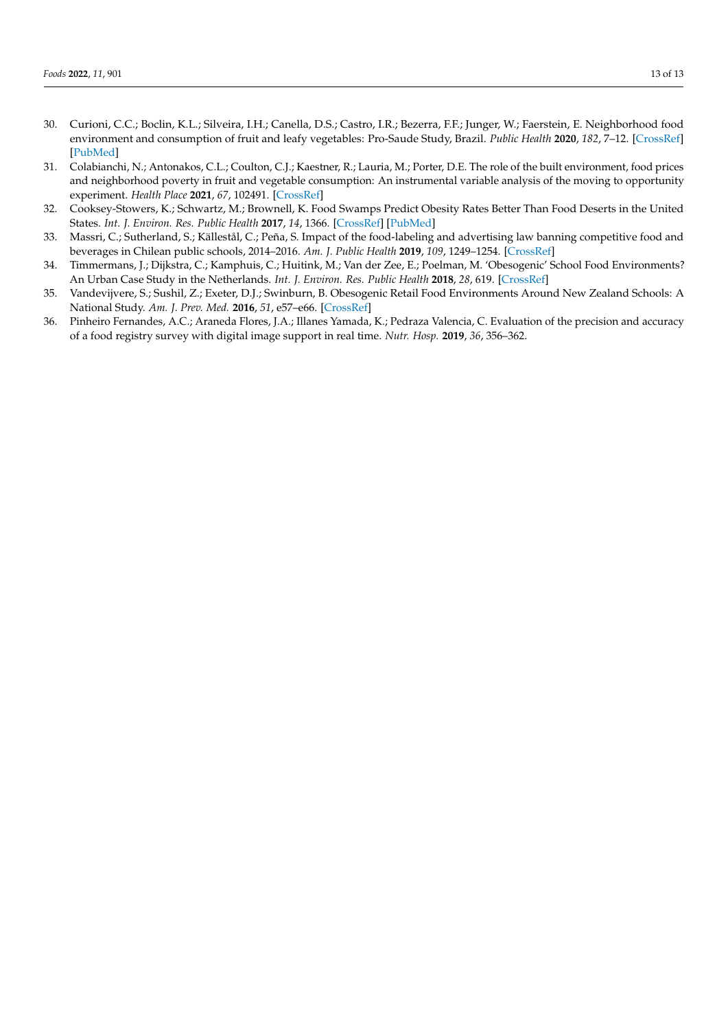30. Curioni, C.C.; Boclin, K.L.; Silveira, I.H.; Canella, D.S.; Castro, I.R.; Bezerra, F.F.; Junger, W.; Faerstein, E. Neighborhood food environment and consumption of fruit and leafy vegetables: Pro-Saude Study, Brazil. *Public Health* **2020**, *182*, 7–12. [CrossRef] [PubMed]
31. Colabianchi, N.; Antonakos, C.L.; Coulton, C.J.; Kaestner, R.; Lauria, M.; Porter, D.E. The role of the built environment, food prices and neighborhood poverty in fruit and vegetable consumption: An instrumental variable analysis of the moving to opportunity experiment. *Health Place* **2021**, *67*, 102491. [CrossRef]
32. Cooksey-Stowers, K.; Schwartz, M.; Brownell, K. Food Swamps Predict Obesity Rates Better Than Food Deserts in the United States. *Int. J. Environ. Res. Public Health* **2017**, *14*, 1366. [CrossRef] [PubMed]
33. Massri, C.; Sutherland, S.; Källestål, C.; Peña, S. Impact of the food-labeling and advertising law banning competitive food and beverages in Chilean public schools, 2014–2016. *Am. J. Public Health* **2019**, *109*, 1249–1254. [CrossRef]
34. Timmermans, J.; Dijkstra, C.; Kamphuis, C.; Huitink, M.; Van der Zee, E.; Poelman, M. 'Obesogenic' School Food Environments? An Urban Case Study in the Netherlands. *Int. J. Environ. Res. Public Health* **2018**, *28*, 619. [CrossRef]
35. Vandevijvere, S.; Sushil, Z.; Exeter, D.J.; Swinburn, B. Obesogenic Retail Food Environments Around New Zealand Schools: A National Study. *Am. J. Prev. Med.* **2016**, *51*, e57–e66. [CrossRef]
36. Pinheiro Fernandes, A.C.; Araneda Flores, J.A.; Illanes Yamada, K.; Pedraza Valencia, C. Evaluation of the precision and accuracy of a food registry survey with digital image support in real time. *Nutr. Hosp.* **2019**, *36*, 356–362.